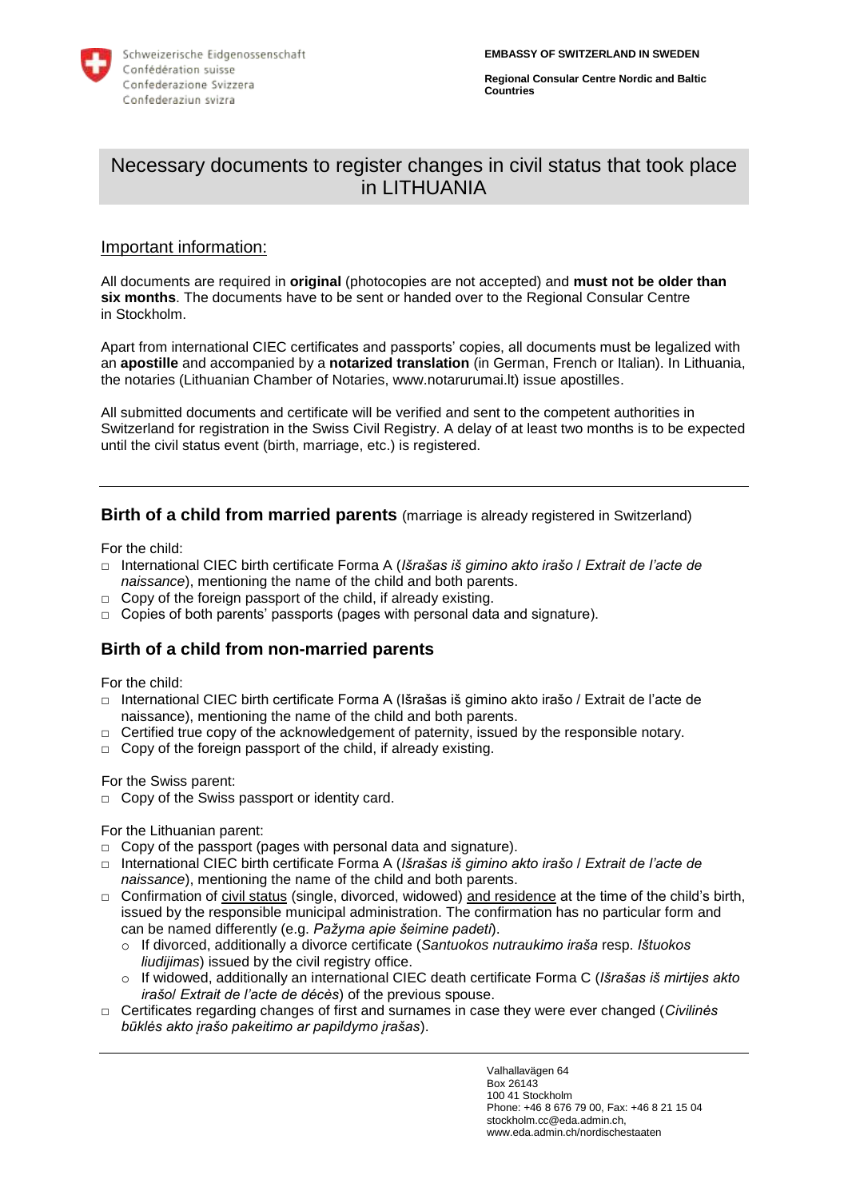Schweizerische Eidgenossenschaft
Confédération suisse
Confederazione Svizzera
Confederaziun svizra

**EMBASSY OF SWITZERLAND IN SWEDEN**

**Regional Consular Centre Nordic and Baltic Countries**

# Necessary documents to register changes in civil status that took place in LITHUANIA

## Important information:

All documents are required in **original** (photocopies are not accepted) and **must not be older than six months**. The documents have to be sent or handed over to the Regional Consular Centre in Stockholm.

Apart from international CIEC certificates and passports' copies, all documents must be legalized with an **apostille** and accompanied by a **notarized translation** (in German, French or Italian). In Lithuania, the notaries (Lithuanian Chamber of Notaries, www.notarurumai.lt) issue apostilles.

All submitted documents and certificate will be verified and sent to the competent authorities in Switzerland for registration in the Swiss Civil Registry. A delay of at least two months is to be expected until the civil status event (birth, marriage, etc.) is registered.

---

## Birth of a child from married parents (marriage is already registered in Switzerland)

For the child:

- International CIEC birth certificate Forma A (*Išrašas iš gimino akto irašo* / *Extrait de l'acte de naissance*), mentioning the name of the child and both parents.
- Copy of the foreign passport of the child, if already existing.
- Copies of both parents' passports (pages with personal data and signature).

## Birth of a child from non-married parents

For the child:

- International CIEC birth certificate Forma A (Išrašas iš gimino akto irašo / Extrait de l'acte de naissance), mentioning the name of the child and both parents.
- Certified true copy of the acknowledgement of paternity, issued by the responsible notary.
- Copy of the foreign passport of the child, if already existing.

For the Swiss parent:

- Copy of the Swiss passport or identity card.

For the Lithuanian parent:

- Copy of the passport (pages with personal data and signature).
- International CIEC birth certificate Forma A (*Išrašas iš gimino akto irašo* / *Extrait de l'acte de naissance*), mentioning the name of the child and both parents.
- Confirmation of civil status (single, divorced, widowed) and residence at the time of the child's birth, issued by the responsible municipal administration. The confirmation has no particular form and can be named differently (e.g. *Pažyma apie šeimine padeti*).
  - If divorced, additionally a divorce certificate (*Santuokos nutraukimo iraša* resp. *Ištuokos liudijimas*) issued by the civil registry office.
  - If widowed, additionally an international CIEC death certificate Forma C (*Išrašas iš mirtijes akto irašo*/ *Extrait de l'acte de décès*) of the previous spouse.
- Certificates regarding changes of first and surnames in case they were ever changed (*Civilinės būklės akto įrašo pakeitimo ar papildymo įrašas*).

---

Valhallavägen 64
Box 26143
100 41 Stockholm
Phone: +46 8 676 79 00, Fax: +46 8 21 15 04
stockholm.cc@eda.admin.ch,
www.eda.admin.ch/nordischestaaten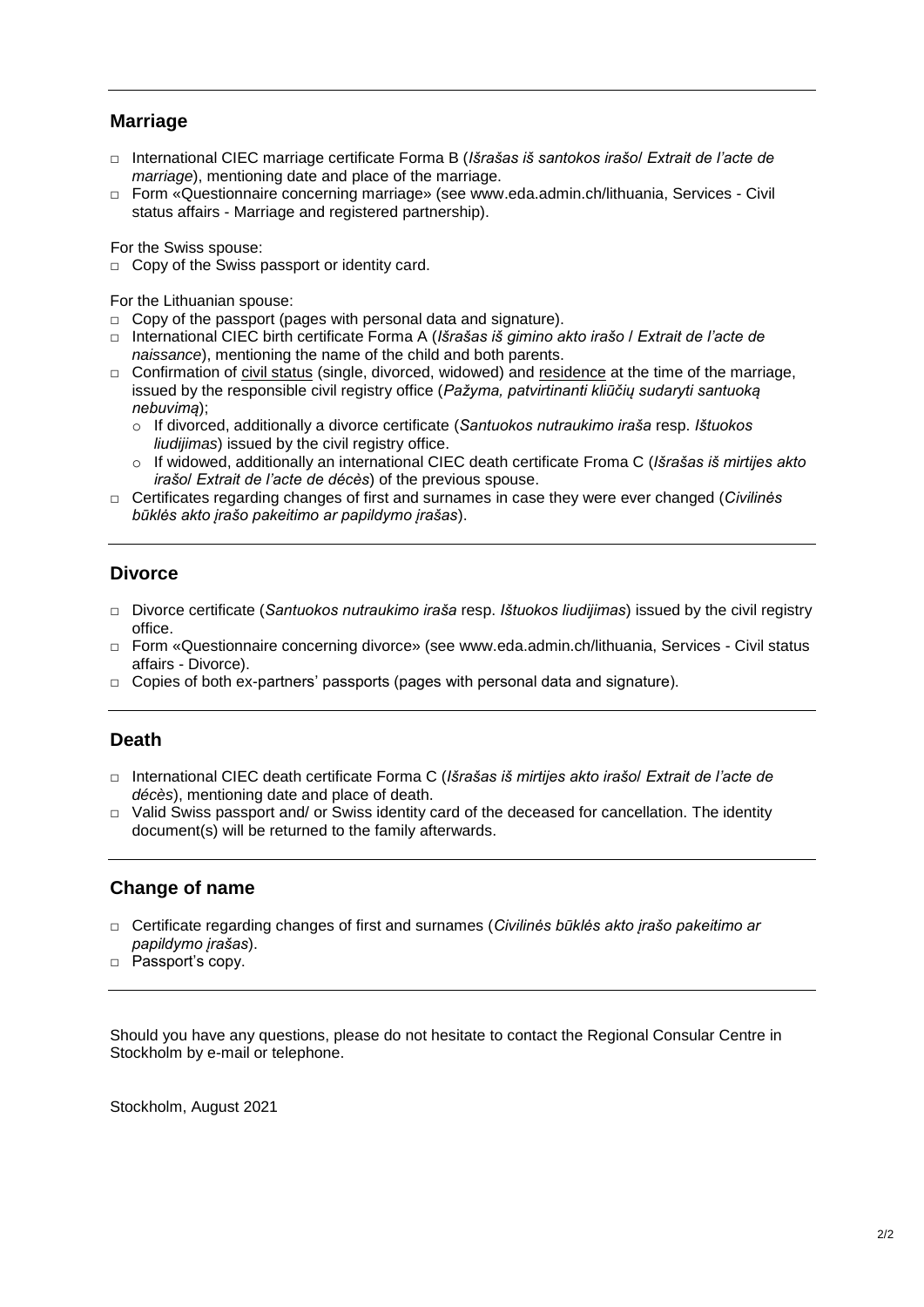## Marriage

- International CIEC marriage certificate Forma B (*Išrašas iš santokos irašo*/ *Extrait de l'acte de marriage*), mentioning date and place of the marriage.
- Form «Questionnaire concerning marriage» (see www.eda.admin.ch/lithuania, Services - Civil status affairs - Marriage and registered partnership).

For the Swiss spouse:

- Copy of the Swiss passport or identity card.

For the Lithuanian spouse:

- Copy of the passport (pages with personal data and signature).
- International CIEC birth certificate Forma A (*Išrašas iš gimino akto irašo* / *Extrait de l'acte de naissance*), mentioning the name of the child and both parents.
- Confirmation of civil status (single, divorced, widowed) and residence at the time of the marriage, issued by the responsible civil registry office (*Pažyma, patvirtinanti kliūčių sudaryti santuoką nebuvimą*);
  - If divorced, additionally a divorce certificate (*Santuokos nutraukimo iraša* resp. *Ištuokos liudijimas*) issued by the civil registry office.
  - If widowed, additionally an international CIEC death certificate Froma C (*Išrašas iš mirtijes akto irašo*/ *Extrait de l'acte de décès*) of the previous spouse.
- Certificates regarding changes of first and surnames in case they were ever changed (*Civilinės būklės akto įrašo pakeitimo ar papildymo įrašas*).

## Divorce

- Divorce certificate (*Santuokos nutraukimo iraša* resp. *Ištuokos liudijimas*) issued by the civil registry office.
- Form «Questionnaire concerning divorce» (see www.eda.admin.ch/lithuania, Services - Civil status affairs - Divorce).
- Copies of both ex-partners' passports (pages with personal data and signature).

## Death

- International CIEC death certificate Forma C (*Išrašas iš mirtijes akto irašo*/ *Extrait de l'acte de décès*), mentioning date and place of death.
- Valid Swiss passport and/ or Swiss identity card of the deceased for cancellation. The identity document(s) will be returned to the family afterwards.

## Change of name

- Certificate regarding changes of first and surnames (*Civilinės būklės akto įrašo pakeitimo ar papildymo įrašas*).
- Passport's copy.

Should you have any questions, please do not hesitate to contact the Regional Consular Centre in Stockholm by e-mail or telephone.

Stockholm, August 2021